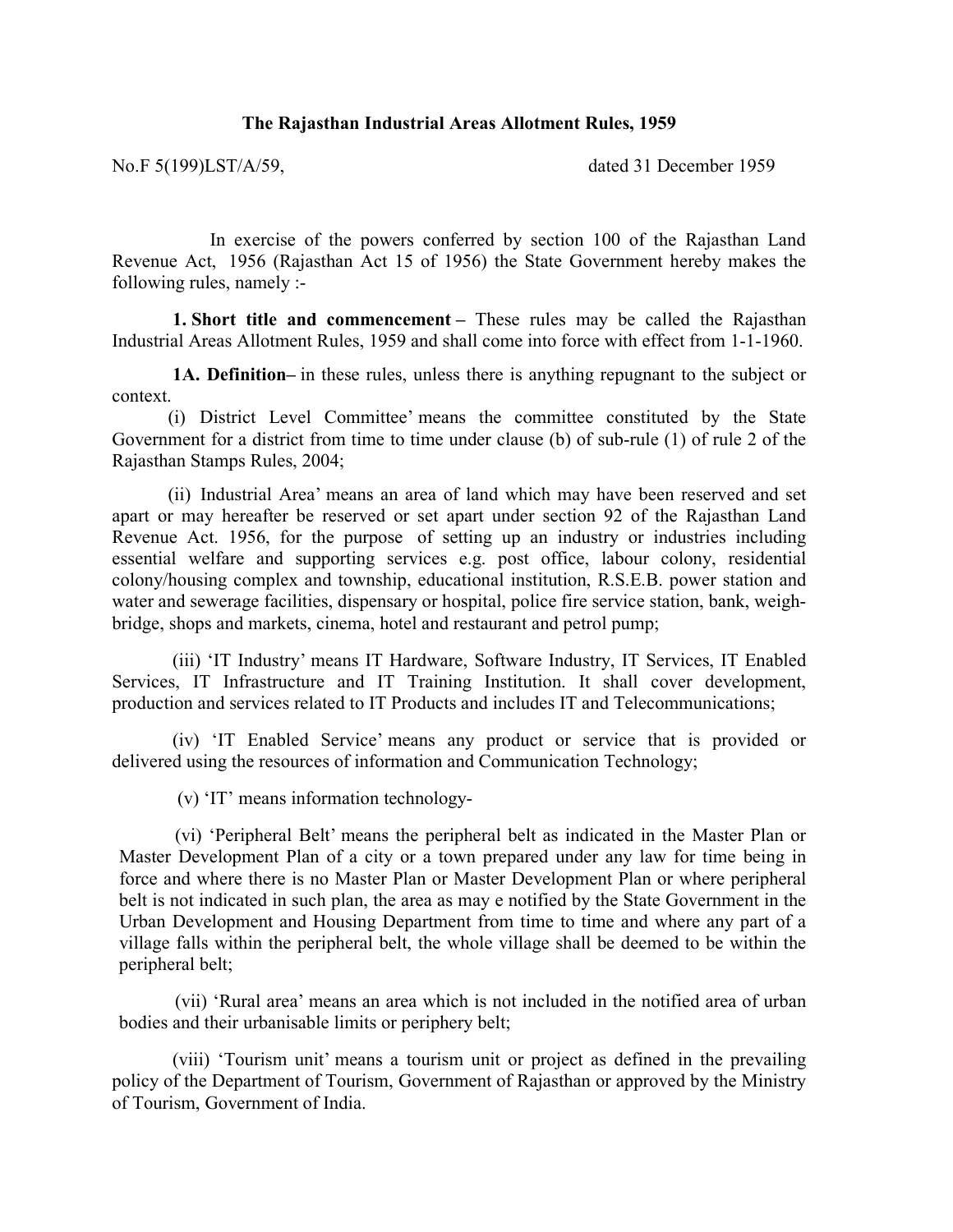# The Rajasthan Industrial Areas Allotment Rules, 1959

No.F 5(199)LST/A/59, dated 31 December 1959

In exercise of the powers conferred by section 100 of the Rajasthan Land Revenue Act, 1956 (Rajasthan Act 15 of 1956) the State Government hereby makes the following rules, namely :-

**1. Short title and commencement –** These rules may be called the Rajasthan Industrial Areas Allotment Rules, 1959 and shall come into force with effect from 1-1-1960.

**1A. Definition–** in these rules, unless there is anything repugnant to the subject or context.

(i) District Level Committee' means the committee constituted by the State Government for a district from time to time under clause (b) of sub-rule (1) of rule 2 of the Rajasthan Stamps Rules, 2004;

(ii) Industrial Area' means an area of land which may have been reserved and set apart or may hereafter be reserved or set apart under section 92 of the Rajasthan Land Revenue Act. 1956, for the purpose of setting up an industry or industries including essential welfare and supporting services e.g. post office, labour colony, residential colony/housing complex and township, educational institution, R.S.E.B. power station and water and sewerage facilities, dispensary or hospital, police fire service station, bank, weigh-bridge, shops and markets, cinema, hotel and restaurant and petrol pump;

(iii) 'IT Industry' means IT Hardware, Software Industry, IT Services, IT Enabled Services, IT Infrastructure and IT Training Institution. It shall cover development, production and services related to IT Products and includes IT and Telecommunications;

(iv) 'IT Enabled Service' means any product or service that is provided or delivered using the resources of information and Communication Technology;

(v) 'IT' means information technology-

(vi) 'Peripheral Belt' means the peripheral belt as indicated in the Master Plan or Master Development Plan of a city or a town prepared under any law for time being in force and where there is no Master Plan or Master Development Plan or where peripheral belt is not indicated in such plan, the area as may e notified by the State Government in the Urban Development and Housing Department from time to time and where any part of a village falls within the peripheral belt, the whole village shall be deemed to be within the peripheral belt;

(vii) 'Rural area' means an area which is not included in the notified area of urban bodies and their urbanisable limits or periphery belt;

(viii) 'Tourism unit' means a tourism unit or project as defined in the prevailing policy of the Department of Tourism, Government of Rajasthan or approved by the Ministry of Tourism, Government of India.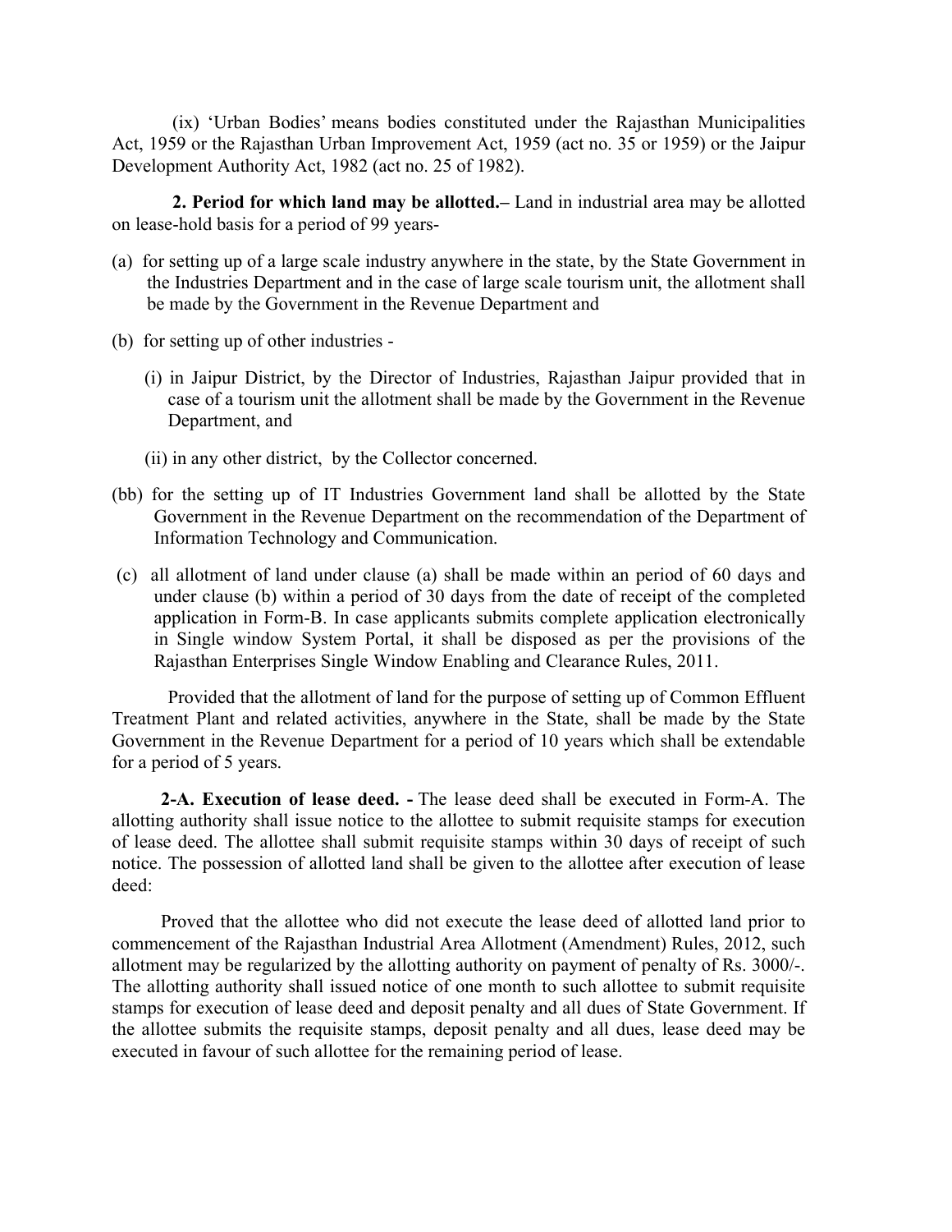(ix) 'Urban Bodies' means bodies constituted under the Rajasthan Municipalities Act, 1959 or the Rajasthan Urban Improvement Act, 1959 (act no. 35 or 1959) or the Jaipur Development Authority Act, 1982 (act no. 25 of 1982).

**2. Period for which land may be allotted.–** Land in industrial area may be allotted on lease-hold basis for a period of 99 years-

(a) for setting up of a large scale industry anywhere in the state, by the State Government in the Industries Department and in the case of large scale tourism unit, the allotment shall be made by the Government in the Revenue Department and

(b) for setting up of other industries -

(i) in Jaipur District, by the Director of Industries, Rajasthan Jaipur provided that in case of a tourism unit the allotment shall be made by the Government in the Revenue Department, and

(ii) in any other district, by the Collector concerned.

(bb) for the setting up of IT Industries Government land shall be allotted by the State Government in the Revenue Department on the recommendation of the Department of Information Technology and Communication.

(c) all allotment of land under clause (a) shall be made within an period of 60 days and under clause (b) within a period of 30 days from the date of receipt of the completed application in Form-B. In case applicants submits complete application electronically in Single window System Portal, it shall be disposed as per the provisions of the Rajasthan Enterprises Single Window Enabling and Clearance Rules, 2011.

Provided that the allotment of land for the purpose of setting up of Common Effluent Treatment Plant and related activities, anywhere in the State, shall be made by the State Government in the Revenue Department for a period of 10 years which shall be extendable for a period of 5 years.

**2-A. Execution of lease deed. -** The lease deed shall be executed in Form-A. The allotting authority shall issue notice to the allottee to submit requisite stamps for execution of lease deed. The allottee shall submit requisite stamps within 30 days of receipt of such notice. The possession of allotted land shall be given to the allottee after execution of lease deed:

Proved that the allottee who did not execute the lease deed of allotted land prior to commencement of the Rajasthan Industrial Area Allotment (Amendment) Rules, 2012, such allotment may be regularized by the allotting authority on payment of penalty of Rs. 3000/-. The allotting authority shall issued notice of one month to such allottee to submit requisite stamps for execution of lease deed and deposit penalty and all dues of State Government. If the allottee submits the requisite stamps, deposit penalty and all dues, lease deed may be executed in favour of such allottee for the remaining period of lease.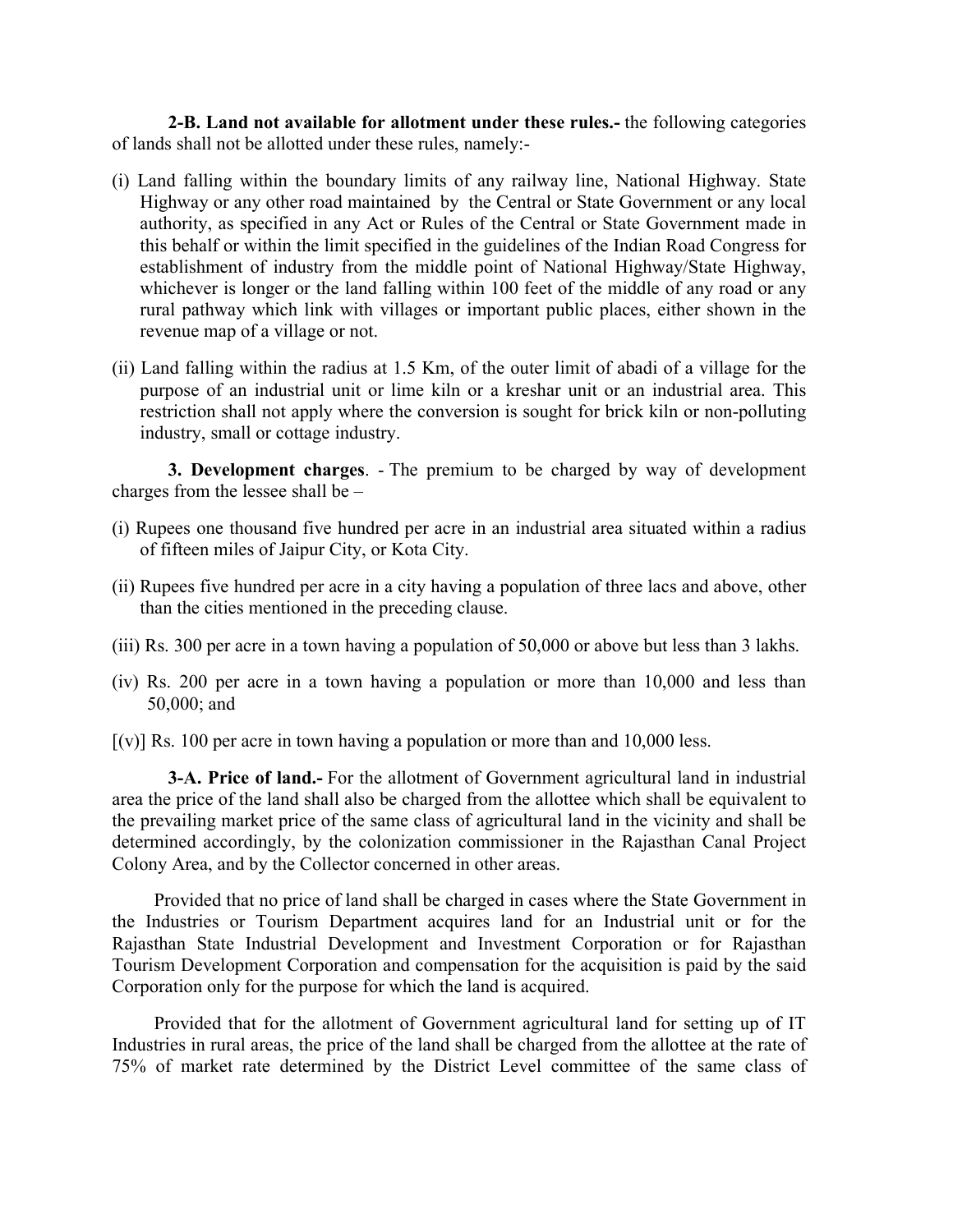**2-B. Land not available for allotment under these rules.-** the following categories of lands shall not be allotted under these rules, namely:-

(i) Land falling within the boundary limits of any railway line, National Highway. State Highway or any other road maintained by the Central or State Government or any local authority, as specified in any Act or Rules of the Central or State Government made in this behalf or within the limit specified in the guidelines of the Indian Road Congress for establishment of industry from the middle point of National Highway/State Highway, whichever is longer or the land falling within 100 feet of the middle of any road or any rural pathway which link with villages or important public places, either shown in the revenue map of a village or not.

(ii) Land falling within the radius at 1.5 Km, of the outer limit of abadi of a village for the purpose of an industrial unit or lime kiln or a kreshar unit or an industrial area. This restriction shall not apply where the conversion is sought for brick kiln or non-polluting industry, small or cottage industry.

**3. Development charges**. - The premium to be charged by way of development charges from the lessee shall be –

(i) Rupees one thousand five hundred per acre in an industrial area situated within a radius of fifteen miles of Jaipur City, or Kota City.

(ii) Rupees five hundred per acre in a city having a population of three lacs and above, other than the cities mentioned in the preceding clause.

(iii) Rs. 300 per acre in a town having a population of 50,000 or above but less than 3 lakhs.

(iv) Rs. 200 per acre in a town having a population or more than 10,000 and less than 50,000; and

[(v)] Rs. 100 per acre in town having a population or more than and 10,000 less.

**3-A. Price of land.-** For the allotment of Government agricultural land in industrial area the price of the land shall also be charged from the allottee which shall be equivalent to the prevailing market price of the same class of agricultural land in the vicinity and shall be determined accordingly, by the colonization commissioner in the Rajasthan Canal Project Colony Area, and by the Collector concerned in other areas.

Provided that no price of land shall be charged in cases where the State Government in the Industries or Tourism Department acquires land for an Industrial unit or for the Rajasthan State Industrial Development and Investment Corporation or for Rajasthan Tourism Development Corporation and compensation for the acquisition is paid by the said Corporation only for the purpose for which the land is acquired.

Provided that for the allotment of Government agricultural land for setting up of IT Industries in rural areas, the price of the land shall be charged from the allottee at the rate of 75% of market rate determined by the District Level committee of the same class of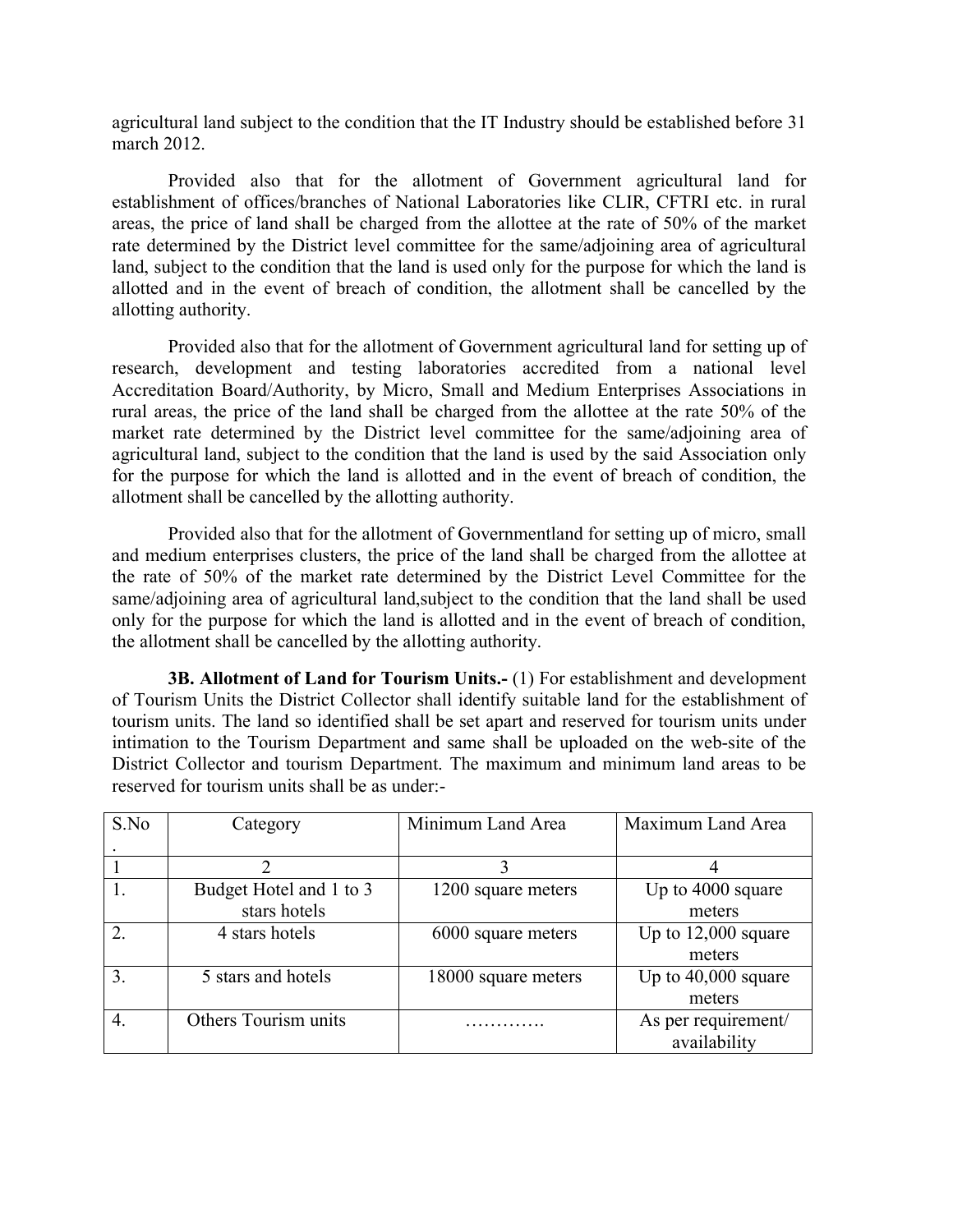agricultural land subject to the condition that the IT Industry should be established before 31 march 2012.

Provided also that for the allotment of Government agricultural land for establishment of offices/branches of National Laboratories like CLIR, CFTRI etc. in rural areas, the price of land shall be charged from the allottee at the rate of 50% of the market rate determined by the District level committee for the same/adjoining area of agricultural land, subject to the condition that the land is used only for the purpose for which the land is allotted and in the event of breach of condition, the allotment shall be cancelled by the allotting authority.

Provided also that for the allotment of Government agricultural land for setting up of research, development and testing laboratories accredited from a national level Accreditation Board/Authority, by Micro, Small and Medium Enterprises Associations in rural areas, the price of the land shall be charged from the allottee at the rate 50% of the market rate determined by the District level committee for the same/adjoining area of agricultural land, subject to the condition that the land is used by the said Association only for the purpose for which the land is allotted and in the event of breach of condition, the allotment shall be cancelled by the allotting authority.

Provided also that for the allotment of Governmentland for setting up of micro, small and medium enterprises clusters, the price of the land shall be charged from the allottee at the rate of 50% of the market rate determined by the District Level Committee for the same/adjoining area of agricultural land,subject to the condition that the land shall be used only for the purpose for which the land is allotted and in the event of breach of condition, the allotment shall be cancelled by the allotting authority.

**3B. Allotment of Land for Tourism Units.-** (1) For establishment and development of Tourism Units the District Collector shall identify suitable land for the establishment of tourism units. The land so identified shall be set apart and reserved for tourism units under intimation to the Tourism Department and same shall be uploaded on the web-site of the District Collector and tourism Department. The maximum and minimum land areas to be reserved for tourism units shall be as under:-

| S.No. | Category | Minimum Land Area | Maximum Land Area |
|---|---|---|---|
| 1 | 2 | 3 | 4 |
| 1. | Budget Hotel and 1 to 3 stars hotels | 1200 square meters | Up to 4000 square meters |
| 2. | 4 stars hotels | 6000 square meters | Up to 12,000 square meters |
| 3. | 5 stars and hotels | 18000 square meters | Up to 40,000 square meters |
| 4. | Others Tourism units | …………. | As per requirement/ availability |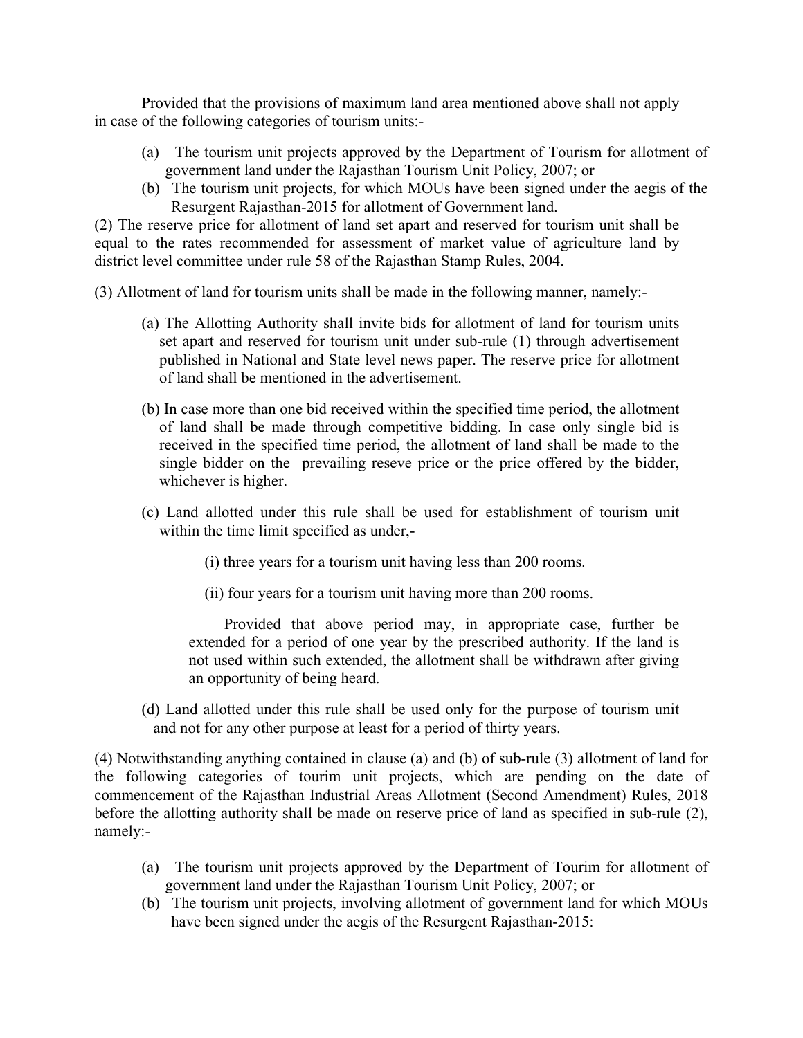Provided that the provisions of maximum land area mentioned above shall not apply in case of the following categories of tourism units:-

(a) The tourism unit projects approved by the Department of Tourism for allotment of government land under the Rajasthan Tourism Unit Policy, 2007; or
(b) The tourism unit projects, for which MOUs have been signed under the aegis of the Resurgent Rajasthan-2015 for allotment of Government land.

(2) The reserve price for allotment of land set apart and reserved for tourism unit shall be equal to the rates recommended for assessment of market value of agriculture land by district level committee under rule 58 of the Rajasthan Stamp Rules, 2004.

(3) Allotment of land for tourism units shall be made in the following manner, namely:-

(a) The Allotting Authority shall invite bids for allotment of land for tourism units set apart and reserved for tourism unit under sub-rule (1) through advertisement published in National and State level news paper. The reserve price for allotment of land shall be mentioned in the advertisement.

(b) In case more than one bid received within the specified time period, the allotment of land shall be made through competitive bidding. In case only single bid is received in the specified time period, the allotment of land shall be made to the single bidder on the prevailing reseve price or the price offered by the bidder, whichever is higher.

(c) Land allotted under this rule shall be used for establishment of tourism unit within the time limit specified as under,-

(i) three years for a tourism unit having less than 200 rooms.

(ii) four years for a tourism unit having more than 200 rooms.

Provided that above period may, in appropriate case, further be extended for a period of one year by the prescribed authority. If the land is not used within such extended, the allotment shall be withdrawn after giving an opportunity of being heard.

(d) Land allotted under this rule shall be used only for the purpose of tourism unit and not for any other purpose at least for a period of thirty years.

(4) Notwithstanding anything contained in clause (a) and (b) of sub-rule (3) allotment of land for the following categories of tourim unit projects, which are pending on the date of commencement of the Rajasthan Industrial Areas Allotment (Second Amendment) Rules, 2018 before the allotting authority shall be made on reserve price of land as specified in sub-rule (2), namely:-

(a) The tourism unit projects approved by the Department of Tourim for allotment of government land under the Rajasthan Tourism Unit Policy, 2007; or
(b) The tourism unit projects, involving allotment of government land for which MOUs have been signed under the aegis of the Resurgent Rajasthan-2015: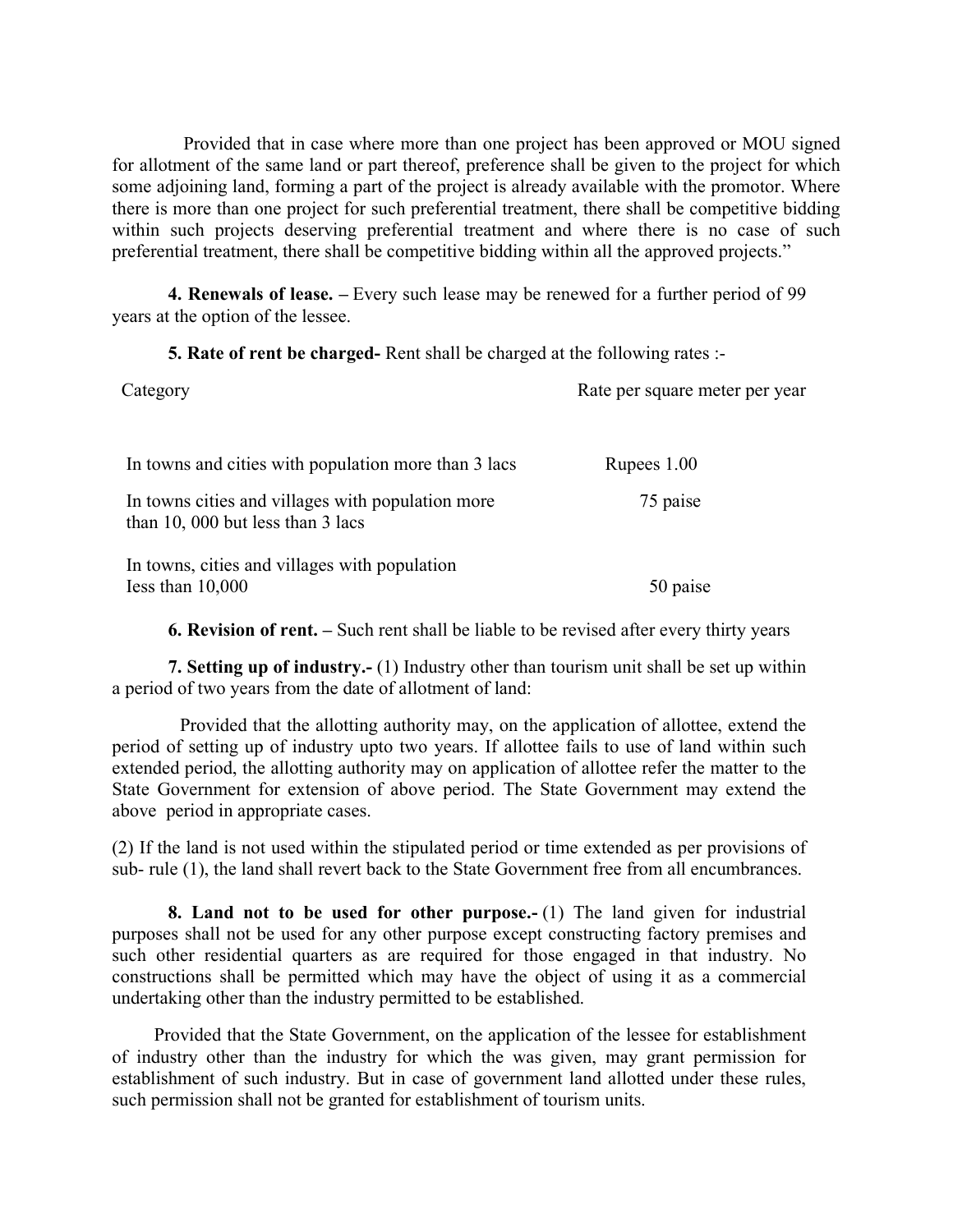Provided that in case where more than one project has been approved or MOU signed for allotment of the same land or part thereof, preference shall be given to the project for which some adjoining land, forming a part of the project is already available with the promotor. Where there is more than one project for such preferential treatment, there shall be competitive bidding within such projects deserving preferential treatment and where there is no case of such preferential treatment, there shall be competitive bidding within all the approved projects."

**4. Renewals of lease. –** Every such lease may be renewed for a further period of 99 years at the option of the lessee.

**5. Rate of rent be charged-** Rent shall be charged at the following rates :-

| Category | Rate per square meter per year |
|---|---|
| In towns and cities with population more than 3 lacs | Rupees 1.00 |
| In towns cities and villages with population more than 10, 000 but less than 3 lacs | 75 paise |
| In towns, cities and villages with population Iess than 10,000 | 50 paise |

**6. Revision of rent. –** Such rent shall be liable to be revised after every thirty years

**7. Setting up of industry.-** (1) Industry other than tourism unit shall be set up within a period of two years from the date of allotment of land:

Provided that the allotting authority may, on the application of allottee, extend the period of setting up of industry upto two years. If allottee fails to use of land within such extended period, the allotting authority may on application of allottee refer the matter to the State Government for extension of above period. The State Government may extend the above period in appropriate cases.

(2) If the land is not used within the stipulated period or time extended as per provisions of sub- rule (1), the land shall revert back to the State Government free from all encumbrances.

**8. Land not to be used for other purpose.-** (1) The land given for industrial purposes shall not be used for any other purpose except constructing factory premises and such other residential quarters as are required for those engaged in that industry. No constructions shall be permitted which may have the object of using it as a commercial undertaking other than the industry permitted to be established.

Provided that the State Government, on the application of the lessee for establishment of industry other than the industry for which the was given, may grant permission for establishment of such industry. But in case of government land allotted under these rules, such permission shall not be granted for establishment of tourism units.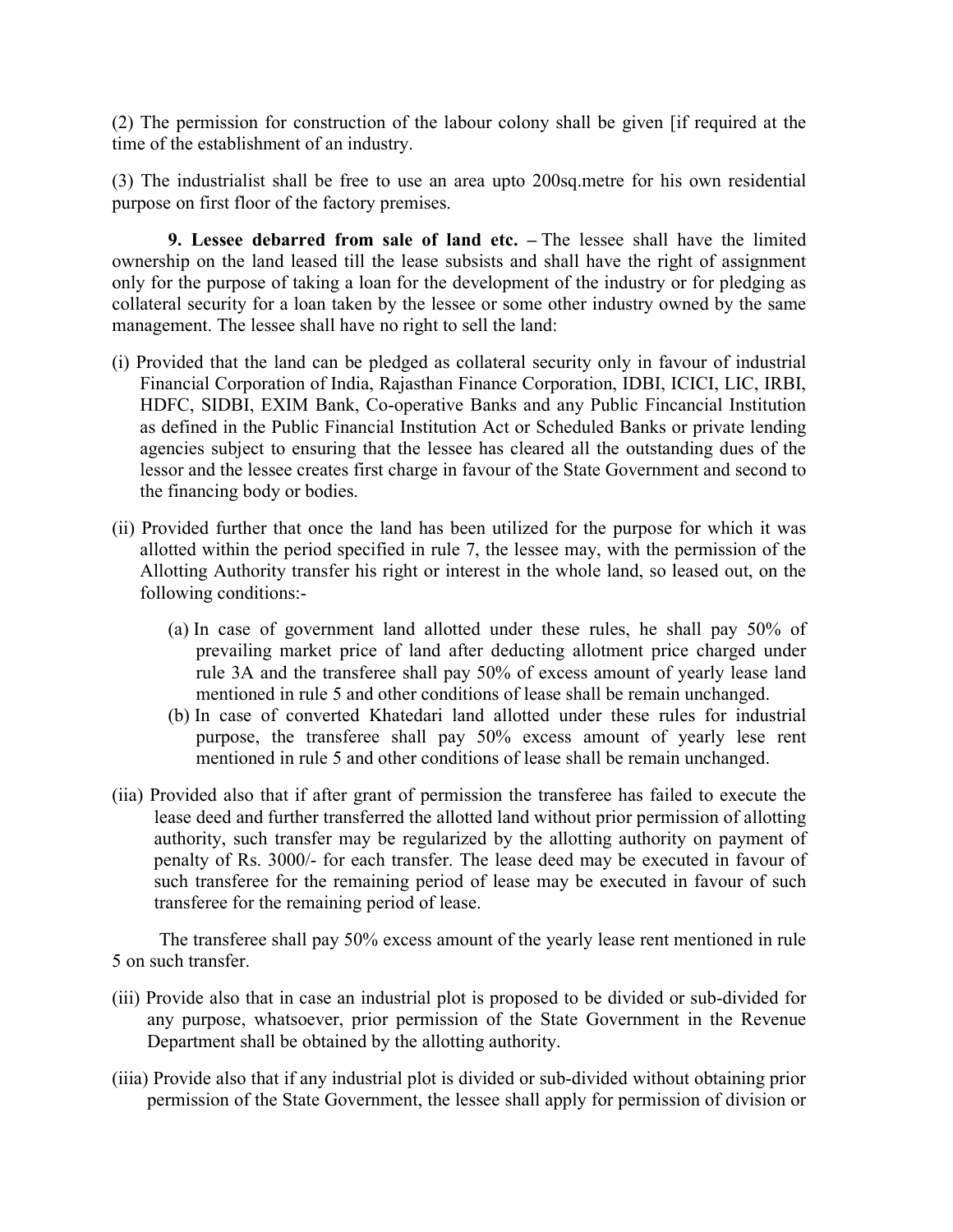(2) The permission for construction of the labour colony shall be given [if required at the time of the establishment of an industry.

(3) The industrialist shall be free to use an area upto 200sq.metre for his own residential purpose on first floor of the factory premises.

**9. Lessee debarred from sale of land etc. –** The lessee shall have the limited ownership on the land leased till the lease subsists and shall have the right of assignment only for the purpose of taking a loan for the development of the industry or for pledging as collateral security for a loan taken by the lessee or some other industry owned by the same management. The lessee shall have no right to sell the land:

(i) Provided that the land can be pledged as collateral security only in favour of industrial Financial Corporation of India, Rajasthan Finance Corporation, IDBI, ICICI, LIC, IRBI, HDFC, SIDBI, EXIM Bank, Co-operative Banks and any Public Fincancial Institution as defined in the Public Financial Institution Act or Scheduled Banks or private lending agencies subject to ensuring that the lessee has cleared all the outstanding dues of the lessor and the lessee creates first charge in favour of the State Government and second to the financing body or bodies.

(ii) Provided further that once the land has been utilized for the purpose for which it was allotted within the period specified in rule 7, the lessee may, with the permission of the Allotting Authority transfer his right or interest in the whole land, so leased out, on the following conditions:-

(a) In case of government land allotted under these rules, he shall pay 50% of prevailing market price of land after deducting allotment price charged under rule 3A and the transferee shall pay 50% of excess amount of yearly lease land mentioned in rule 5 and other conditions of lease shall be remain unchanged.

(b) In case of converted Khatedari land allotted under these rules for industrial purpose, the transferee shall pay 50% excess amount of yearly lese rent mentioned in rule 5 and other conditions of lease shall be remain unchanged.

(iia) Provided also that if after grant of permission the transferee has failed to execute the lease deed and further transferred the allotted land without prior permission of allotting authority, such transfer may be regularized by the allotting authority on payment of penalty of Rs. 3000/- for each transfer. The lease deed may be executed in favour of such transferee for the remaining period of lease may be executed in favour of such transferee for the remaining period of lease.

The transferee shall pay 50% excess amount of the yearly lease rent mentioned in rule 5 on such transfer.

(iii) Provide also that in case an industrial plot is proposed to be divided or sub-divided for any purpose, whatsoever, prior permission of the State Government in the Revenue Department shall be obtained by the allotting authority.

(iiia) Provide also that if any industrial plot is divided or sub-divided without obtaining prior permission of the State Government, the lessee shall apply for permission of division or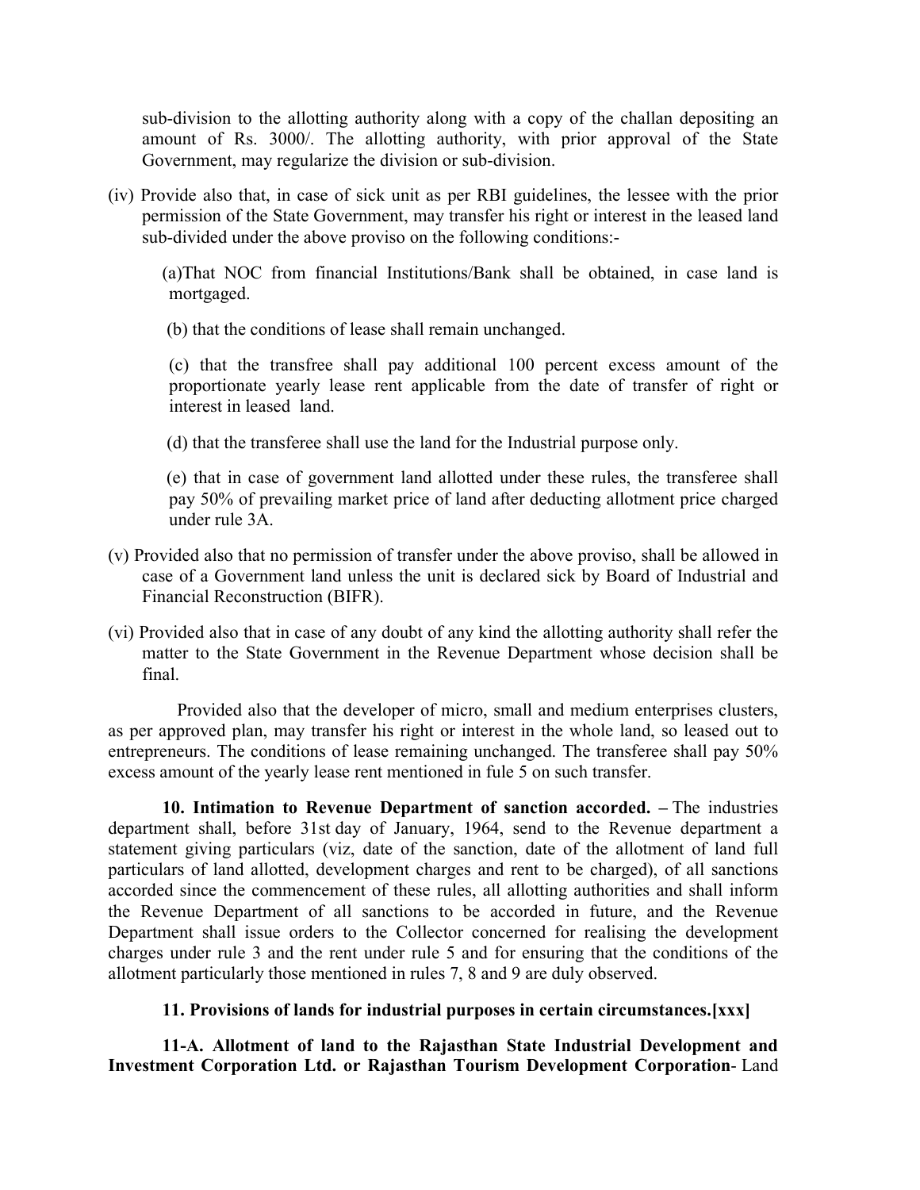sub-division to the allotting authority along with a copy of the challan depositing an amount of Rs. 3000/. The allotting authority, with prior approval of the State Government, may regularize the division or sub-division.

(iv) Provide also that, in case of sick unit as per RBI guidelines, the lessee with the prior permission of the State Government, may transfer his right or interest in the leased land sub-divided under the above proviso on the following conditions:-

(a)That NOC from financial Institutions/Bank shall be obtained, in case land is mortgaged.

(b) that the conditions of lease shall remain unchanged.

(c) that the transfree shall pay additional 100 percent excess amount of the proportionate yearly lease rent applicable from the date of transfer of right or interest in leased land.

(d) that the transferee shall use the land for the Industrial purpose only.

(e) that in case of government land allotted under these rules, the transferee shall pay 50% of prevailing market price of land after deducting allotment price charged under rule 3A.

(v) Provided also that no permission of transfer under the above proviso, shall be allowed in case of a Government land unless the unit is declared sick by Board of Industrial and Financial Reconstruction (BIFR).

(vi) Provided also that in case of any doubt of any kind the allotting authority shall refer the matter to the State Government in the Revenue Department whose decision shall be final.

Provided also that the developer of micro, small and medium enterprises clusters, as per approved plan, may transfer his right or interest in the whole land, so leased out to entrepreneurs. The conditions of lease remaining unchanged. The transferee shall pay 50% excess amount of the yearly lease rent mentioned in fule 5 on such transfer.

**10. Intimation to Revenue Department of sanction accorded. –** The industries department shall, before 31st day of January, 1964, send to the Revenue department a statement giving particulars (viz, date of the sanction, date of the allotment of land full particulars of land allotted, development charges and rent to be charged), of all sanctions accorded since the commencement of these rules, all allotting authorities and shall inform the Revenue Department of all sanctions to be accorded in future, and the Revenue Department shall issue orders to the Collector concerned for realising the development charges under rule 3 and the rent under rule 5 and for ensuring that the conditions of the allotment particularly those mentioned in rules 7, 8 and 9 are duly observed.

**11. Provisions of lands for industrial purposes in certain circumstances.[xxx]**

**11-A. Allotment of land to the Rajasthan State Industrial Development and Investment Corporation Ltd. or Rajasthan Tourism Development Corporation**- Land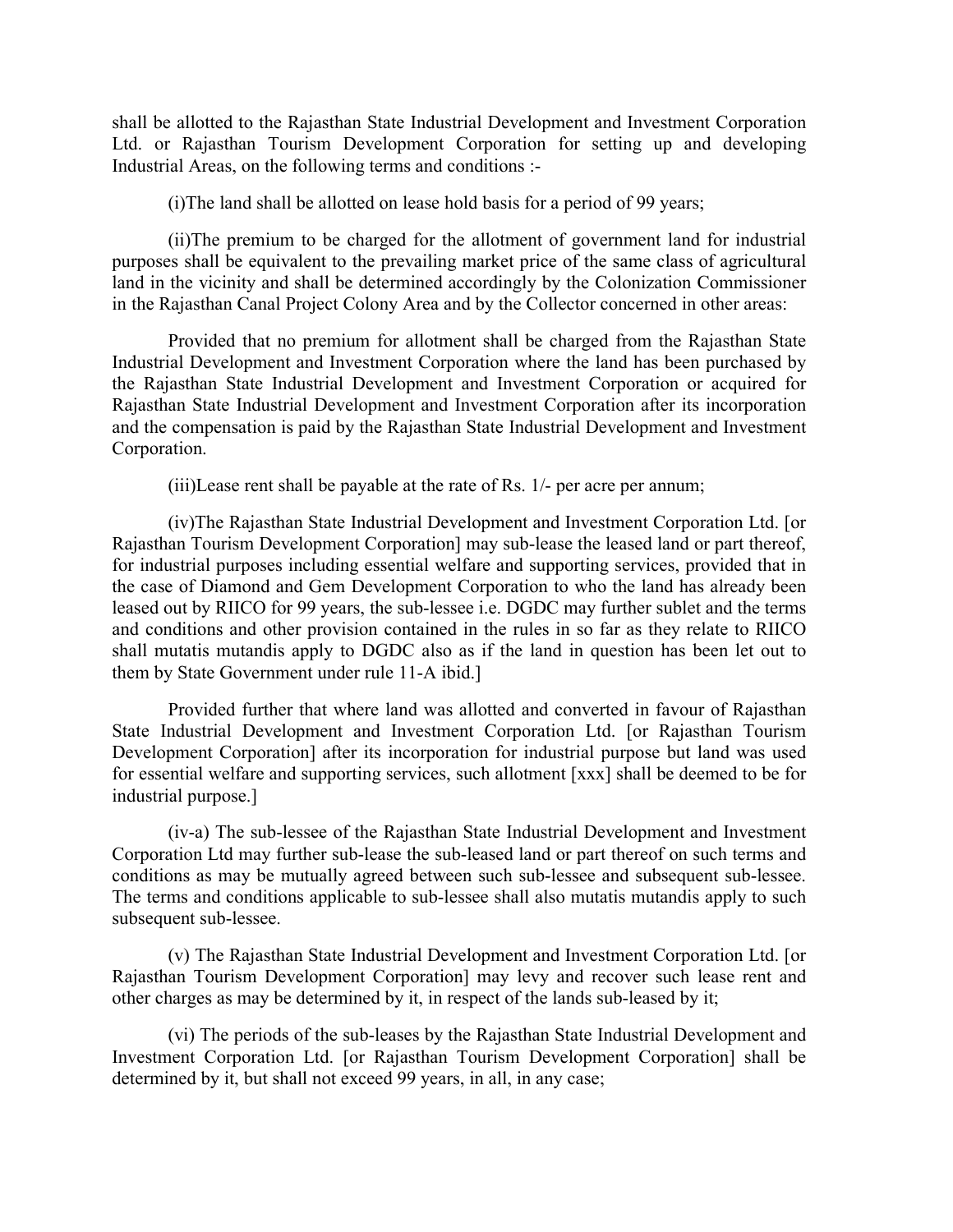shall be allotted to the Rajasthan State Industrial Development and Investment Corporation Ltd. or Rajasthan Tourism Development Corporation for setting up and developing Industrial Areas, on the following terms and conditions :-

(i)The land shall be allotted on lease hold basis for a period of 99 years;

(ii)The premium to be charged for the allotment of government land for industrial purposes shall be equivalent to the prevailing market price of the same class of agricultural land in the vicinity and shall be determined accordingly by the Colonization Commissioner in the Rajasthan Canal Project Colony Area and by the Collector concerned in other areas:

Provided that no premium for allotment shall be charged from the Rajasthan State Industrial Development and Investment Corporation where the land has been purchased by the Rajasthan State Industrial Development and Investment Corporation or acquired for Rajasthan State Industrial Development and Investment Corporation after its incorporation and the compensation is paid by the Rajasthan State Industrial Development and Investment Corporation.

(iii)Lease rent shall be payable at the rate of Rs. 1/- per acre per annum;

(iv)The Rajasthan State Industrial Development and Investment Corporation Ltd. [or Rajasthan Tourism Development Corporation] may sub-lease the leased land or part thereof, for industrial purposes including essential welfare and supporting services, provided that in the case of Diamond and Gem Development Corporation to who the land has already been leased out by RIICO for 99 years, the sub-lessee i.e. DGDC may further sublet and the terms and conditions and other provision contained in the rules in so far as they relate to RIICO shall mutatis mutandis apply to DGDC also as if the land in question has been let out to them by State Government under rule 11-A ibid.]

Provided further that where land was allotted and converted in favour of Rajasthan State Industrial Development and Investment Corporation Ltd. [or Rajasthan Tourism Development Corporation] after its incorporation for industrial purpose but land was used for essential welfare and supporting services, such allotment [xxx] shall be deemed to be for industrial purpose.]

(iv-a) The sub-lessee of the Rajasthan State Industrial Development and Investment Corporation Ltd may further sub-lease the sub-leased land or part thereof on such terms and conditions as may be mutually agreed between such sub-lessee and subsequent sub-lessee. The terms and conditions applicable to sub-lessee shall also mutatis mutandis apply to such subsequent sub-lessee.

(v) The Rajasthan State Industrial Development and Investment Corporation Ltd. [or Rajasthan Tourism Development Corporation] may levy and recover such lease rent and other charges as may be determined by it, in respect of the lands sub-leased by it;

(vi) The periods of the sub-leases by the Rajasthan State Industrial Development and Investment Corporation Ltd. [or Rajasthan Tourism Development Corporation] shall be determined by it, but shall not exceed 99 years, in all, in any case;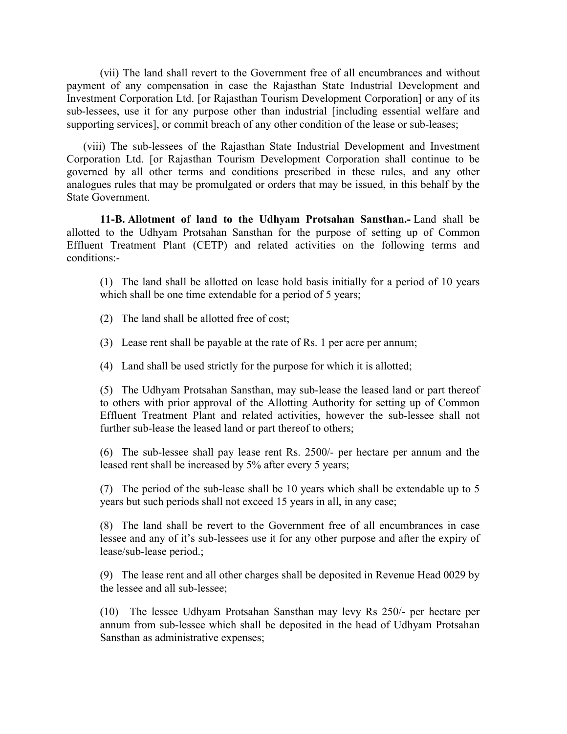(vii) The land shall revert to the Government free of all encumbrances and without payment of any compensation in case the Rajasthan State Industrial Development and Investment Corporation Ltd. [or Rajasthan Tourism Development Corporation] or any of its sub-lessees, use it for any purpose other than industrial [including essential welfare and supporting services], or commit breach of any other condition of the lease or sub-leases;

(viii) The sub-lessees of the Rajasthan State Industrial Development and Investment Corporation Ltd. [or Rajasthan Tourism Development Corporation shall continue to be governed by all other terms and conditions prescribed in these rules, and any other analogues rules that may be promulgated or orders that may be issued, in this behalf by the State Government.

**11-B. Allotment of land to the Udhyam Protsahan Sansthan.-** Land shall be allotted to the Udhyam Protsahan Sansthan for the purpose of setting up of Common Effluent Treatment Plant (CETP) and related activities on the following terms and conditions:-

(1) The land shall be allotted on lease hold basis initially for a period of 10 years which shall be one time extendable for a period of 5 years;

(2) The land shall be allotted free of cost;

(3) Lease rent shall be payable at the rate of Rs. 1 per acre per annum;

(4) Land shall be used strictly for the purpose for which it is allotted;

(5) The Udhyam Protsahan Sansthan, may sub-lease the leased land or part thereof to others with prior approval of the Allotting Authority for setting up of Common Effluent Treatment Plant and related activities, however the sub-lessee shall not further sub-lease the leased land or part thereof to others;

(6) The sub-lessee shall pay lease rent Rs. 2500/- per hectare per annum and the leased rent shall be increased by 5% after every 5 years;

(7) The period of the sub-lease shall be 10 years which shall be extendable up to 5 years but such periods shall not exceed 15 years in all, in any case;

(8) The land shall be revert to the Government free of all encumbrances in case lessee and any of it's sub-lessees use it for any other purpose and after the expiry of lease/sub-lease period.;

(9) The lease rent and all other charges shall be deposited in Revenue Head 0029 by the lessee and all sub-lessee;

(10) The lessee Udhyam Protsahan Sansthan may levy Rs 250/- per hectare per annum from sub-lessee which shall be deposited in the head of Udhyam Protsahan Sansthan as administrative expenses;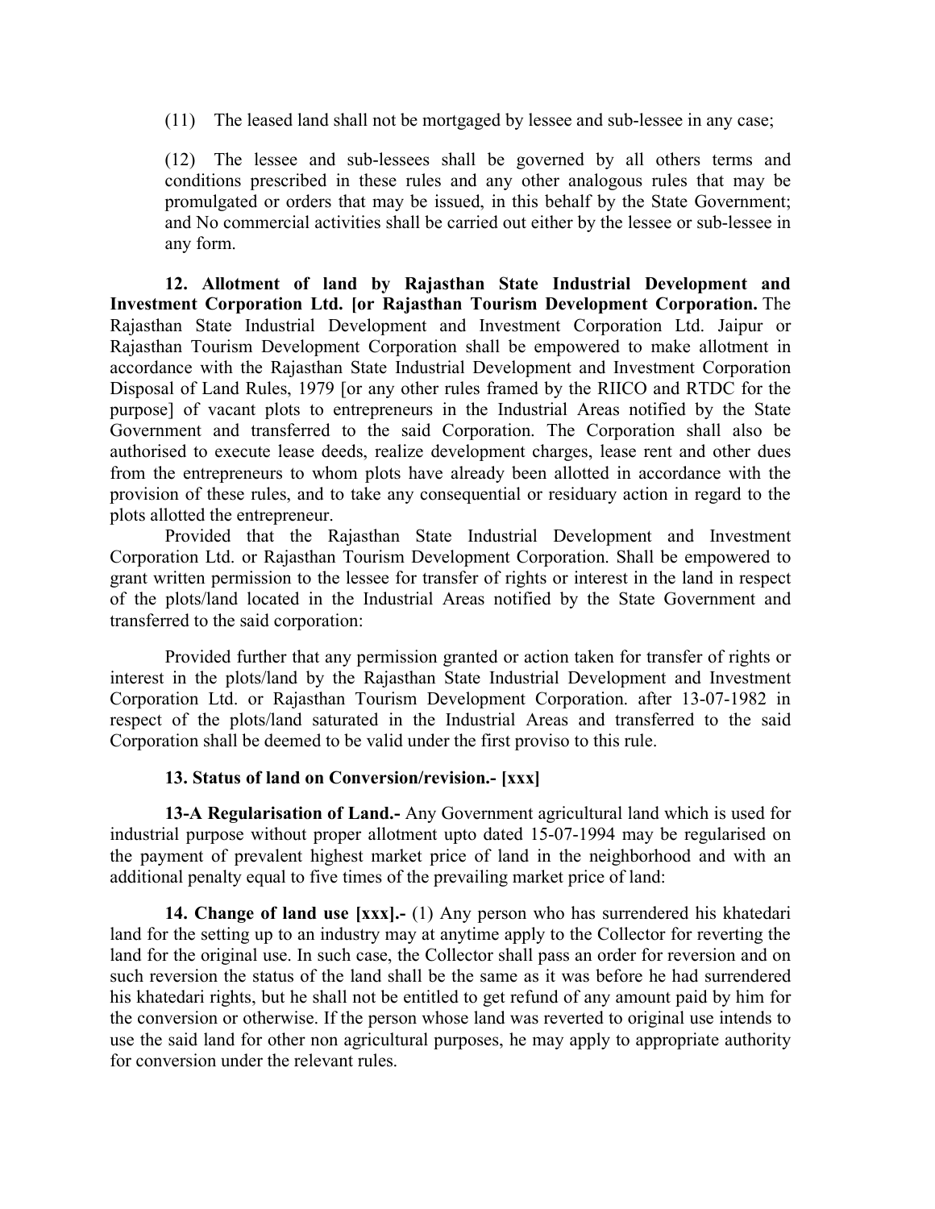(11) The leased land shall not be mortgaged by lessee and sub-lessee in any case;

(12) The lessee and sub-lessees shall be governed by all others terms and conditions prescribed in these rules and any other analogous rules that may be promulgated or orders that may be issued, in this behalf by the State Government; and No commercial activities shall be carried out either by the lessee or sub-lessee in any form.

**12. Allotment of land by Rajasthan State Industrial Development and Investment Corporation Ltd. [or Rajasthan Tourism Development Corporation.** The Rajasthan State Industrial Development and Investment Corporation Ltd. Jaipur or Rajasthan Tourism Development Corporation shall be empowered to make allotment in accordance with the Rajasthan State Industrial Development and Investment Corporation Disposal of Land Rules, 1979 [or any other rules framed by the RIICO and RTDC for the purpose] of vacant plots to entrepreneurs in the Industrial Areas notified by the State Government and transferred to the said Corporation. The Corporation shall also be authorised to execute lease deeds, realize development charges, lease rent and other dues from the entrepreneurs to whom plots have already been allotted in accordance with the provision of these rules, and to take any consequential or residuary action in regard to the plots allotted the entrepreneur.

Provided that the Rajasthan State Industrial Development and Investment Corporation Ltd. or Rajasthan Tourism Development Corporation. Shall be empowered to grant written permission to the lessee for transfer of rights or interest in the land in respect of the plots/land located in the Industrial Areas notified by the State Government and transferred to the said corporation:

Provided further that any permission granted or action taken for transfer of rights or interest in the plots/land by the Rajasthan State Industrial Development and Investment Corporation Ltd. or Rajasthan Tourism Development Corporation. after 13-07-1982 in respect of the plots/land saturated in the Industrial Areas and transferred to the said Corporation shall be deemed to be valid under the first proviso to this rule.

**13. Status of land on Conversion/revision.- [xxx]**

**13-A Regularisation of Land.-** Any Government agricultural land which is used for industrial purpose without proper allotment upto dated 15-07-1994 may be regularised on the payment of prevalent highest market price of land in the neighborhood and with an additional penalty equal to five times of the prevailing market price of land:

**14. Change of land use [xxx].-** (1) Any person who has surrendered his khatedari land for the setting up to an industry may at anytime apply to the Collector for reverting the land for the original use. In such case, the Collector shall pass an order for reversion and on such reversion the status of the land shall be the same as it was before he had surrendered his khatedari rights, but he shall not be entitled to get refund of any amount paid by him for the conversion or otherwise. If the person whose land was reverted to original use intends to use the said land for other non agricultural purposes, he may apply to appropriate authority for conversion under the relevant rules.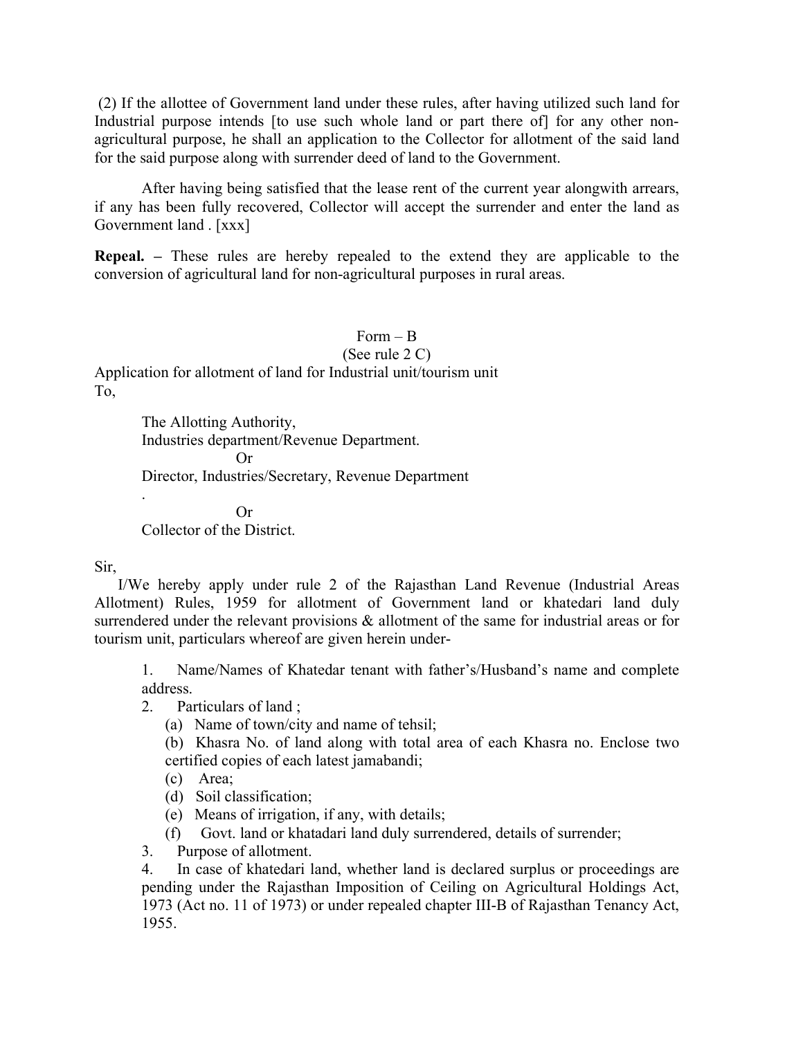(2) If the allottee of Government land under these rules, after having utilized such land for Industrial purpose intends [to use such whole land or part there of] for any other non-agricultural purpose, he shall an application to the Collector for allotment of the said land for the said purpose along with surrender deed of land to the Government.

After having being satisfied that the lease rent of the current year alongwith arrears, if any has been fully recovered, Collector will accept the surrender and enter the land as Government land . [xxx]

**Repeal. –** These rules are hereby repealed to the extend they are applicable to the conversion of agricultural land for non-agricultural purposes in rural areas.

Form – B
(See rule 2 C)

Application for allotment of land for Industrial unit/tourism unit

To,

The Allotting Authority,
Industries department/Revenue Department.
Or
Director, Industries/Secretary, Revenue Department
.
Or
Collector of the District.

Sir,

I/We hereby apply under rule 2 of the Rajasthan Land Revenue (Industrial Areas Allotment) Rules, 1959 for allotment of Government land or khatedari land duly surrendered under the relevant provisions & allotment of the same for industrial areas or for tourism unit, particulars whereof are given herein under-

1. Name/Names of Khatedar tenant with father's/Husband's name and complete address.
2. Particulars of land ;
   (a) Name of town/city and name of tehsil;
   (b) Khasra No. of land along with total area of each Khasra no. Enclose two certified copies of each latest jamabandi;
   (c) Area;
   (d) Soil classification;
   (e) Means of irrigation, if any, with details;
   (f) Govt. land or khatadari land duly surrendered, details of surrender;
3. Purpose of allotment.
4. In case of khatedari land, whether land is declared surplus or proceedings are pending under the Rajasthan Imposition of Ceiling on Agricultural Holdings Act, 1973 (Act no. 11 of 1973) or under repealed chapter III-B of Rajasthan Tenancy Act, 1955.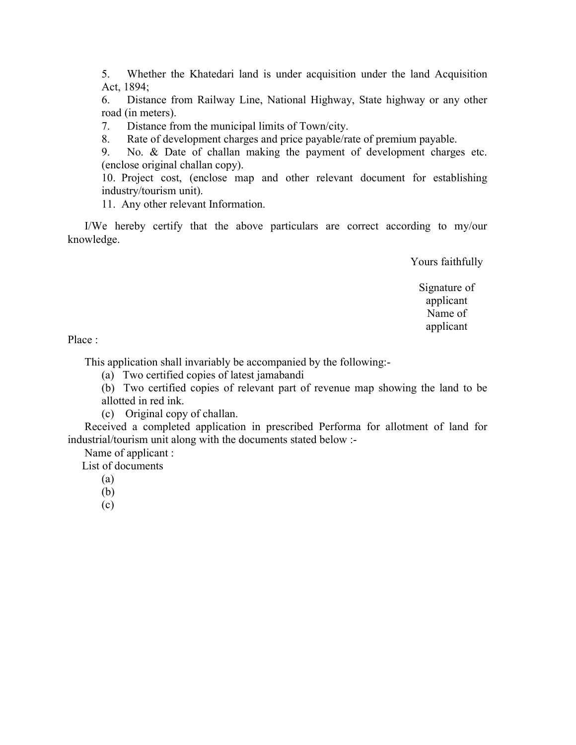5. Whether the Khatedari land is under acquisition under the land Acquisition Act, 1894;
6. Distance from Railway Line, National Highway, State highway or any other road (in meters).
7. Distance from the municipal limits of Town/city.
8. Rate of development charges and price payable/rate of premium payable.
9. No. & Date of challan making the payment of development charges etc. (enclose original challan copy).
10. Project cost, (enclose map and other relevant document for establishing industry/tourism unit).
11. Any other relevant Information.

I/We hereby certify that the above particulars are correct according to my/our knowledge.

Yours faithfully

Signature of applicant
Name of applicant

Place :

This application shall invariably be accompanied by the following:-

(a) Two certified copies of latest jamabandi

(b) Two certified copies of relevant part of revenue map showing the land to be allotted in red ink.

(c) Original copy of challan.

Received a completed application in prescribed Performa for allotment of land for industrial/tourism unit along with the documents stated below :-

Name of applicant :

List of documents

(a)

(b)

(c)